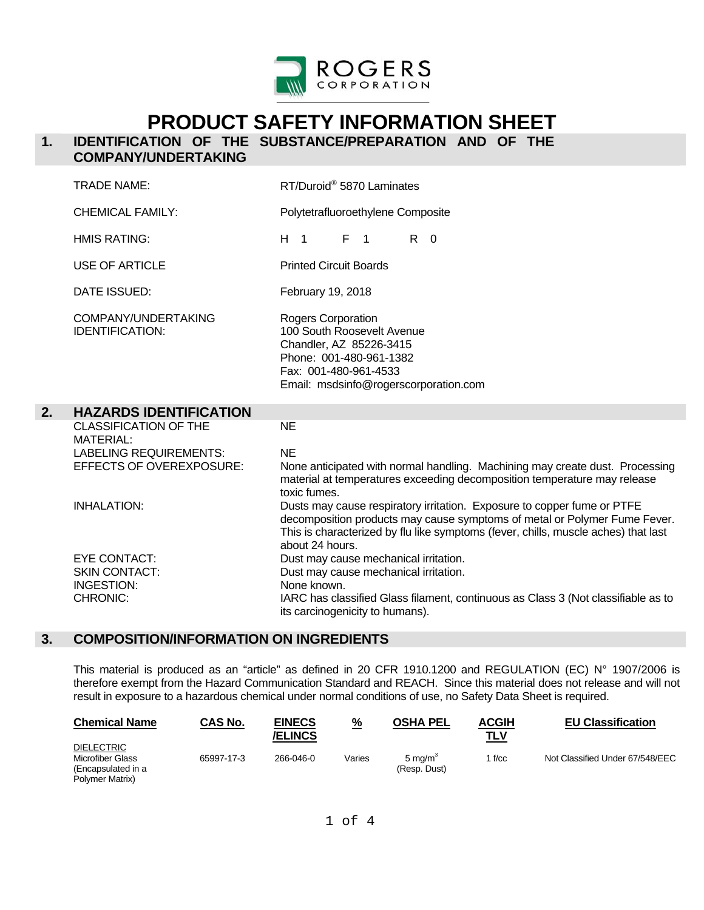# PRODUCT SAFETY INFORMATION SHEET

## 1. IDENTIFICATION OF THE SUBSTANCE/PREPARATION AND OF THE COMPANY/UNDERTAKING

| | |
|---|---|
| TRADE NAME: | RT/Duroid® 5870 Laminates |
| CHEMICAL FAMILY: | Polytetrafluoroethylene Composite |
| HMIS RATING: | H 1 F 1 R 0 |
| USE OF ARTICLE | Printed Circuit Boards |
| DATE ISSUED: | February 19, 2018 |
| COMPANY/UNDERTAKING IDENTIFICATION: | Rogers Corporation<br>100 South Roosevelt Avenue<br>Chandler, AZ 85226-3415<br>Phone: 001-480-961-1382<br>Fax: 001-480-961-4533<br>Email: msdsinfo@rogerscorporation.com |

## 2. HAZARDS IDENTIFICATION

| | |
|---|---|
| CLASSIFICATION OF THE MATERIAL: | NE |
| LABELING REQUIREMENTS: | NE |
| EFFECTS OF OVEREXPOSURE: | None anticipated with normal handling. Machining may create dust. Processing material at temperatures exceeding decomposition temperature may release toxic fumes. |
| INHALATION: | Dusts may cause respiratory irritation. Exposure to copper fume or PTFE decomposition products may cause symptoms of metal or Polymer Fume Fever. This is characterized by flu like symptoms (fever, chills, muscle aches) that last about 24 hours. |
| EYE CONTACT: | Dust may cause mechanical irritation. |
| SKIN CONTACT: | Dust may cause mechanical irritation. |
| INGESTION: | None known. |
| CHRONIC: | IARC has classified Glass filament, continuous as Class 3 (Not classifiable as to its carcinogenicity to humans). |

## 3. COMPOSITION/INFORMATION ON INGREDIENTS

This material is produced as an "article" as defined in 20 CFR 1910.1200 and REGULATION (EC) N° 1907/2006 is therefore exempt from the Hazard Communication Standard and REACH. Since this material does not release and will not result in exposure to a hazardous chemical under normal conditions of use, no Safety Data Sheet is required.

| Chemical Name | CAS No. | EINECS /ELINCS | % | OSHA PEL | ACGIH TLV | EU Classification |
|---|---|---|---|---|---|---|
| DIELECTRIC<br>Microfiber Glass (Encapsulated in a Polymer Matrix) | 65997-17-3 | 266-046-0 | Varies | 5 $mg/m^3$ (Resp. Dust) | 1 f/cc | Not Classified Under 67/548/EEC |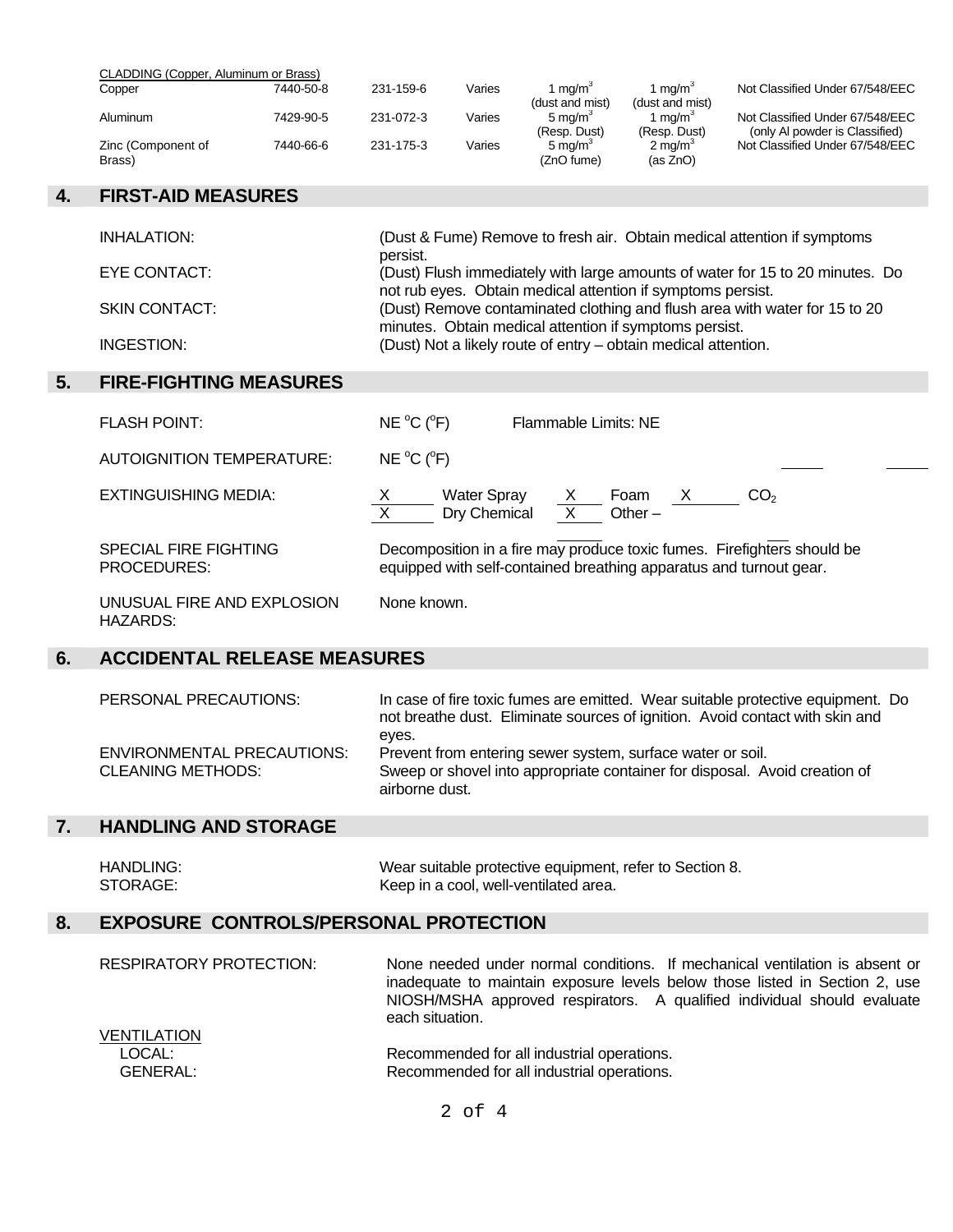| CLADDING (Copper, Aluminum or Brass) | | | | | | |
|---|---|---|---|---|---|---|
| Copper | 7440-50-8 | 231-159-6 | Varies | 1 mg/m$^3$ (dust and mist) | 1 mg/m$^3$ (dust and mist) | Not Classified Under 67/548/EEC |
| Aluminum | 7429-90-5 | 231-072-3 | Varies | 5 mg/m$^3$ (Resp. Dust) | 1 mg/m$^3$ (Resp. Dust) | Not Classified Under 67/548/EEC (only Al powder is Classified) |
| Zinc (Component of Brass) | 7440-66-6 | 231-175-3 | Varies | 5 mg/m$^3$ (ZnO fume) | 2 mg/m$^3$ (as ZnO) | Not Classified Under 67/548/EEC |

## 4. FIRST-AID MEASURES

INHALATION: (Dust & Fume) Remove to fresh air. Obtain medical attention if symptoms persist.

EYE CONTACT: (Dust) Flush immediately with large amounts of water for 15 to 20 minutes. Do not rub eyes. Obtain medical attention if symptoms persist.

SKIN CONTACT: (Dust) Remove contaminated clothing and flush area with water for 15 to 20 minutes. Obtain medical attention if symptoms persist.

INGESTION: (Dust) Not a likely route of entry – obtain medical attention.

## 5. FIRE-FIGHTING MEASURES

FLASH POINT: NE °C (°F) Flammable Limits: NE

AUTOIGNITION TEMPERATURE: NE °C (°F)

EXTINGUISHING MEDIA: X Water Spray X Foam X $CO_2$
X Dry Chemical X Other –

SPECIAL FIRE FIGHTING PROCEDURES: Decomposition in a fire may produce toxic fumes. Firefighters should be equipped with self-contained breathing apparatus and turnout gear.

UNUSUAL FIRE AND EXPLOSION HAZARDS: None known.

## 6. ACCIDENTAL RELEASE MEASURES

PERSONAL PRECAUTIONS: In case of fire toxic fumes are emitted. Wear suitable protective equipment. Do not breathe dust. Eliminate sources of ignition. Avoid contact with skin and eyes.

ENVIRONMENTAL PRECAUTIONS: Prevent from entering sewer system, surface water or soil.

CLEANING METHODS: Sweep or shovel into appropriate container for disposal. Avoid creation of airborne dust.

## 7. HANDLING AND STORAGE

HANDLING: Wear suitable protective equipment, refer to Section 8.

STORAGE: Keep in a cool, well-ventilated area.

## 8. EXPOSURE CONTROLS/PERSONAL PROTECTION

RESPIRATORY PROTECTION: None needed under normal conditions. If mechanical ventilation is absent or inadequate to maintain exposure levels below those listed in Section 2, use NIOSH/MSHA approved respirators. A qualified individual should evaluate each situation.

VENTILATION

LOCAL: Recommended for all industrial operations.

GENERAL: Recommended for all industrial operations.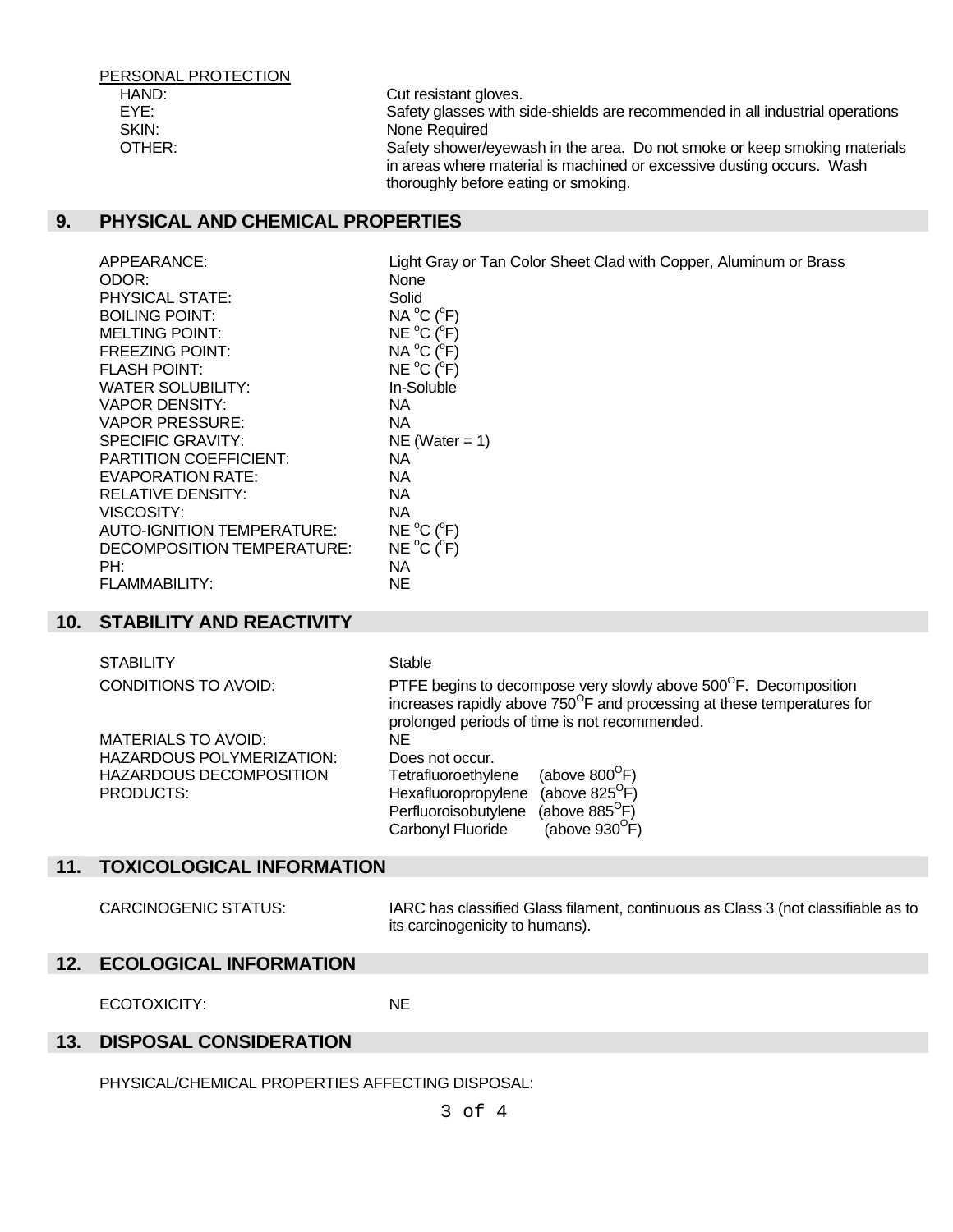PERSONAL PROTECTION

| | |
|---|---|
| HAND: | Cut resistant gloves. |
| EYE: | Safety glasses with side-shields are recommended in all industrial operations |
| SKIN: | None Required |
| OTHER: | Safety shower/eyewash in the area. Do not smoke or keep smoking materials in areas where material is machined or excessive dusting occurs. Wash thoroughly before eating or smoking. |

## 9. PHYSICAL AND CHEMICAL PROPERTIES

| | |
|---|---|
| APPEARANCE: | Light Gray or Tan Color Sheet Clad with Copper, Aluminum or Brass |
| ODOR: | None |
| PHYSICAL STATE: | Solid |
| BOILING POINT: | NA $^oC$ ($^oF$) |
| MELTING POINT: | NE $^oC$ ($^oF$) |
| FREEZING POINT: | NA $^oC$ ($^oF$) |
| FLASH POINT: | NE $^oC$ ($^oF$) |
| WATER SOLUBILITY: | In-Soluble |
| VAPOR DENSITY: | NA |
| VAPOR PRESSURE: | NA |
| SPECIFIC GRAVITY: | NE (Water = 1) |
| PARTITION COEFFICIENT: | NA |
| EVAPORATION RATE: | NA |
| RELATIVE DENSITY: | NA |
| VISCOSITY: | NA |
| AUTO-IGNITION TEMPERATURE: | NE $^oC$ ($^oF$) |
| DECOMPOSITION TEMPERATURE: | NE $^oC$ ($^oF$) |
| PH: | NA |
| FLAMMABILITY: | NE |

## 10. STABILITY AND REACTIVITY

| | |
|---|---|
| STABILITY | Stable |
| CONDITIONS TO AVOID: | PTFE begins to decompose very slowly above 500$^O$F. Decomposition increases rapidly above 750$^O$F and processing at these temperatures for prolonged periods of time is not recommended. |
| MATERIALS TO AVOID: | NE |
| HAZARDOUS POLYMERIZATION: | Does not occur. |
| HAZARDOUS DECOMPOSITION PRODUCTS: | Tetrafluoroethylene (above 800$^O$F)<br>Hexafluoropropylene (above 825$^O$F)<br>Perfluoroisobutylene (above 885$^O$F)<br>Carbonyl Fluoride (above 930$^O$F) |

## 11. TOXICOLOGICAL INFORMATION

CARCINOGENIC STATUS: IARC has classified Glass filament, continuous as Class 3 (not classifiable as to its carcinogenicity to humans).

## 12. ECOLOGICAL INFORMATION

ECOTOXICITY: NE

## 13. DISPOSAL CONSIDERATION

PHYSICAL/CHEMICAL PROPERTIES AFFECTING DISPOSAL: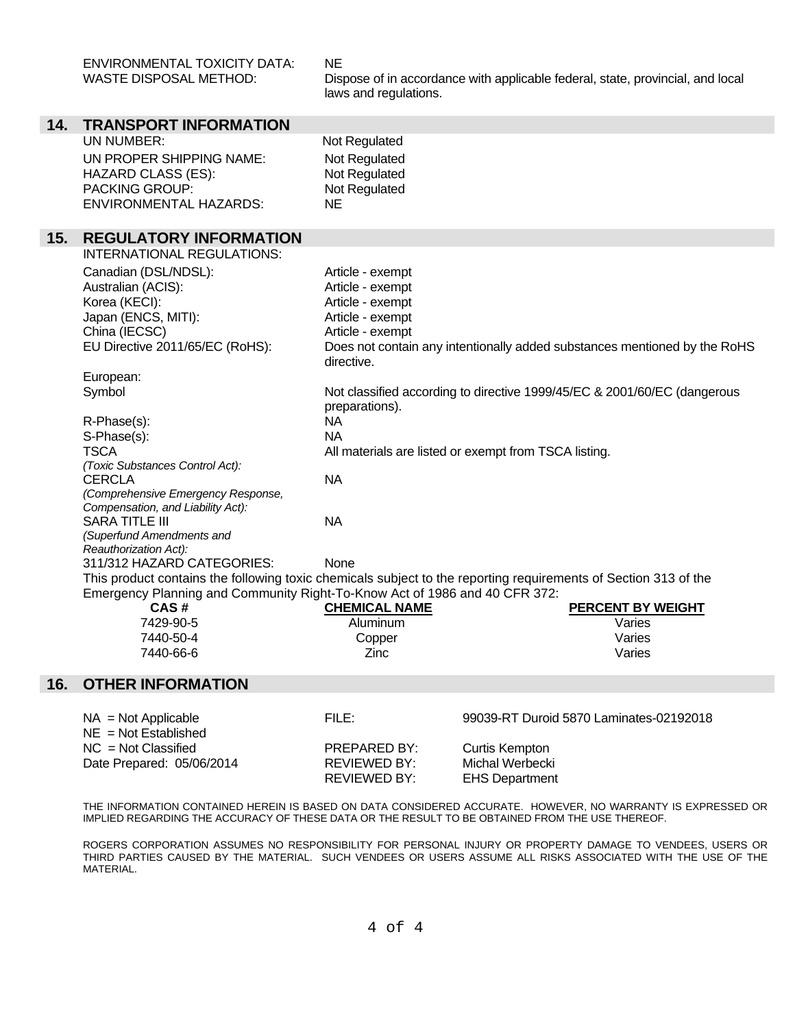| | |
|---|---|
| ENVIRONMENTAL TOXICITY DATA: | NE |
| WASTE DISPOSAL METHOD: | Dispose of in accordance with applicable federal, state, provincial, and local laws and regulations. |

## 14. TRANSPORT INFORMATION

| | |
|---|---|
| UN NUMBER: | Not Regulated |
| UN PROPER SHIPPING NAME: | Not Regulated |
| HAZARD CLASS (ES): | Not Regulated |
| PACKING GROUP: | Not Regulated |
| ENVIRONMENTAL HAZARDS: | NE |

## 15. REGULATORY INFORMATION

INTERNATIONAL REGULATIONS:

| | |
|---|---|
| Canadian (DSL/NDSL): | Article - exempt |
| Australian (ACIS): | Article - exempt |
| Korea (KECI): | Article - exempt |
| Japan (ENCS, MITI): | Article - exempt |
| China (IECSC) | Article - exempt |
| EU Directive 2011/65/EC (RoHS): | Does not contain any intentionally added substances mentioned by the RoHS directive. |
| European: | |
| Symbol | Not classified according to directive 1999/45/EC & 2001/60/EC (dangerous preparations). |
| R-Phase(s): | NA |
| S-Phase(s): | NA |
| TSCA *(Toxic Substances Control Act):* | All materials are listed or exempt from TSCA listing. |
| CERCLA *(Comprehensive Emergency Response, Compensation, and Liability Act):* | NA |
| SARA TITLE III *(Superfund Amendments and Reauthorization Act):* | NA |
| 311/312 HAZARD CATEGORIES: | None |

This product contains the following toxic chemicals subject to the reporting requirements of Section 313 of the Emergency Planning and Community Right-To-Know Act of 1986 and 40 CFR 372:

| CAS # | CHEMICAL NAME | PERCENT BY WEIGHT |
|---|---|---|
| 7429-90-5 | Aluminum | Varies |
| 7440-50-4 | Copper | Varies |
| 7440-66-6 | Zinc | Varies |

## 16. OTHER INFORMATION

| | | |
|---|---|---|
| NA = Not Applicable | FILE: | 99039-RT Duroid 5870 Laminates-02192018 |
| NE = Not Established | | |
| NC = Not Classified | PREPARED BY: | Curtis Kempton |
| Date Prepared: 05/06/2014 | REVIEWED BY: | Michal Werbecki |
| | REVIEWED BY: | EHS Department |

THE INFORMATION CONTAINED HEREIN IS BASED ON DATA CONSIDERED ACCURATE. HOWEVER, NO WARRANTY IS EXPRESSED OR IMPLIED REGARDING THE ACCURACY OF THESE DATA OR THE RESULT TO BE OBTAINED FROM THE USE THEREOF.

ROGERS CORPORATION ASSUMES NO RESPONSIBILITY FOR PERSONAL INJURY OR PROPERTY DAMAGE TO VENDEES, USERS OR THIRD PARTIES CAUSED BY THE MATERIAL. SUCH VENDEES OR USERS ASSUME ALL RISKS ASSOCIATED WITH THE USE OF THE MATERIAL.